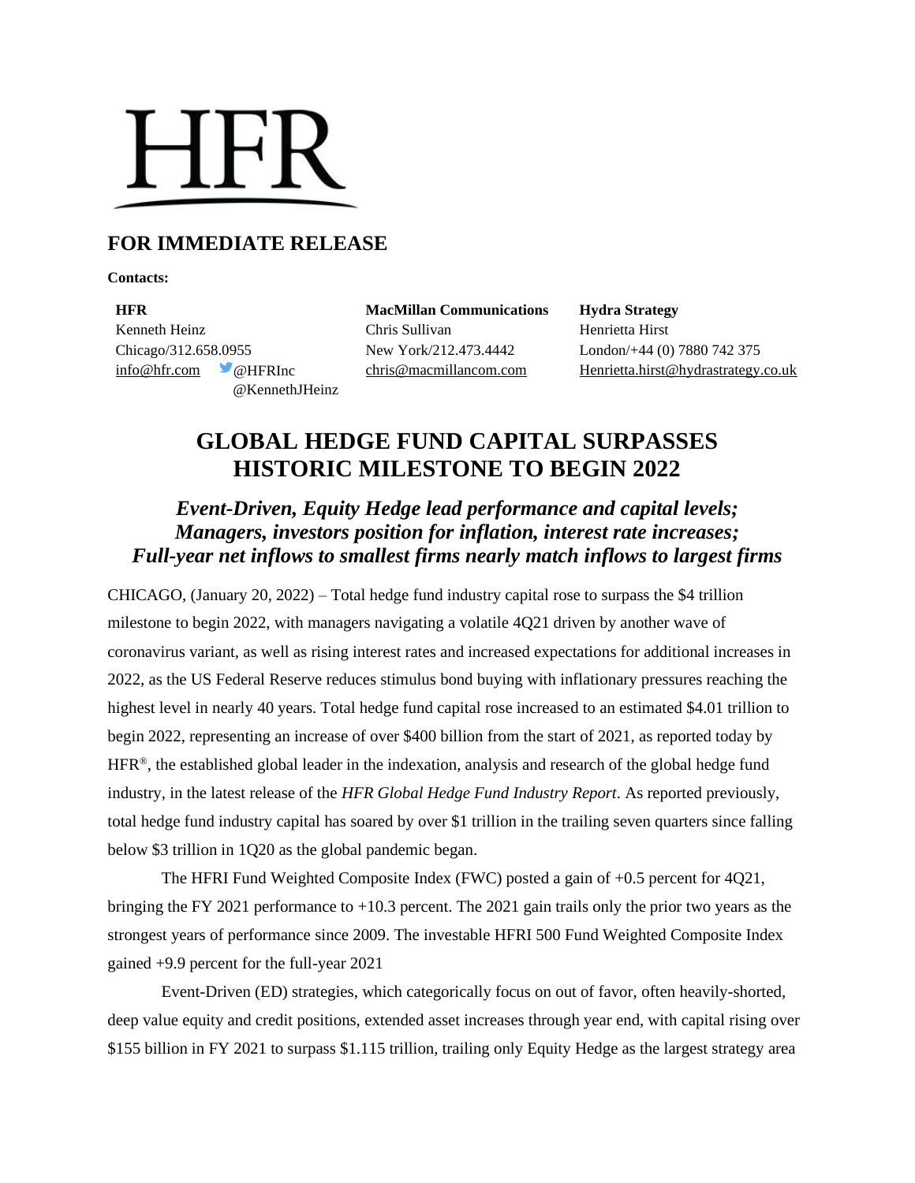HFR

## FOR IMMEDIATE RELEASE

**Contacts:**

**HFR**
Kenneth Heinz
Chicago/312.658.0955
info@hfr.com @HFRInc
@KennethJHeinz

**MacMillan Communications**
Chris Sullivan
New York/212.473.4442
chris@macmillancom.com

**Hydra Strategy**
Henrietta Hirst
London/+44 (0) 7880 742 375
Henrietta.hirst@hydrastrategy.co.uk

# GLOBAL HEDGE FUND CAPITAL SURPASSES HISTORIC MILESTONE TO BEGIN 2022

### *Event-Driven, Equity Hedge lead performance and capital levels; Managers, investors position for inflation, interest rate increases; Full-year net inflows to smallest firms nearly match inflows to largest firms*

CHICAGO, (January 20, 2022) – Total hedge fund industry capital rose to surpass the $4 trillion milestone to begin 2022, with managers navigating a volatile 4Q21 driven by another wave of coronavirus variant, as well as rising interest rates and increased expectations for additional increases in 2022, as the US Federal Reserve reduces stimulus bond buying with inflationary pressures reaching the highest level in nearly 40 years. Total hedge fund capital rose increased to an estimated $4.01 trillion to begin 2022, representing an increase of over $400 billion from the start of 2021, as reported today by HFR®, the established global leader in the indexation, analysis and research of the global hedge fund industry, in the latest release of the *HFR Global Hedge Fund Industry Report*. As reported previously, total hedge fund industry capital has soared by over $1 trillion in the trailing seven quarters since falling below $3 trillion in 1Q20 as the global pandemic began.

The HFRI Fund Weighted Composite Index (FWC) posted a gain of +0.5 percent for 4Q21, bringing the FY 2021 performance to +10.3 percent. The 2021 gain trails only the prior two years as the strongest years of performance since 2009. The investable HFRI 500 Fund Weighted Composite Index gained +9.9 percent for the full-year 2021

Event-Driven (ED) strategies, which categorically focus on out of favor, often heavily-shorted, deep value equity and credit positions, extended asset increases through year end, with capital rising over $155 billion in FY 2021 to surpass $1.115 trillion, trailing only Equity Hedge as the largest strategy area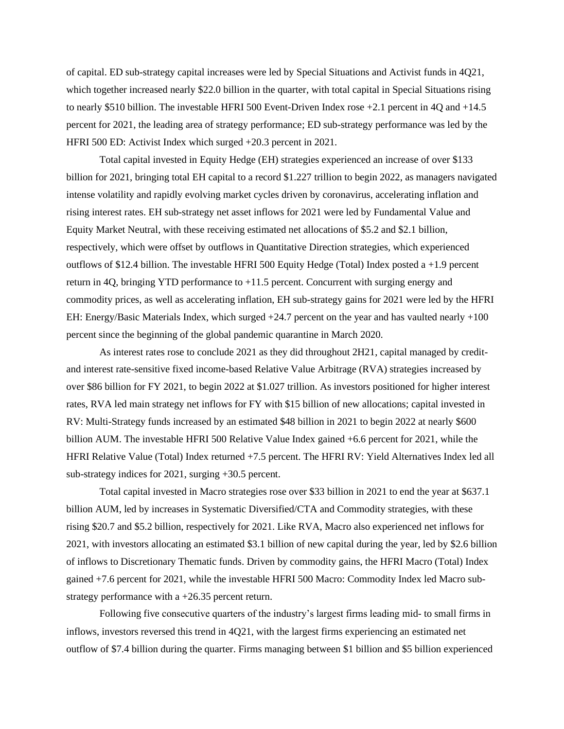of capital. ED sub-strategy capital increases were led by Special Situations and Activist funds in 4Q21, which together increased nearly $22.0 billion in the quarter, with total capital in Special Situations rising to nearly $510 billion. The investable HFRI 500 Event-Driven Index rose +2.1 percent in 4Q and +14.5 percent for 2021, the leading area of strategy performance; ED sub-strategy performance was led by the HFRI 500 ED: Activist Index which surged +20.3 percent in 2021.

Total capital invested in Equity Hedge (EH) strategies experienced an increase of over $133 billion for 2021, bringing total EH capital to a record $1.227 trillion to begin 2022, as managers navigated intense volatility and rapidly evolving market cycles driven by coronavirus, accelerating inflation and rising interest rates. EH sub-strategy net asset inflows for 2021 were led by Fundamental Value and Equity Market Neutral, with these receiving estimated net allocations of $5.2 and $2.1 billion, respectively, which were offset by outflows in Quantitative Direction strategies, which experienced outflows of $12.4 billion. The investable HFRI 500 Equity Hedge (Total) Index posted a +1.9 percent return in 4Q, bringing YTD performance to +11.5 percent. Concurrent with surging energy and commodity prices, as well as accelerating inflation, EH sub-strategy gains for 2021 were led by the HFRI EH: Energy/Basic Materials Index, which surged +24.7 percent on the year and has vaulted nearly +100 percent since the beginning of the global pandemic quarantine in March 2020.

As interest rates rose to conclude 2021 as they did throughout 2H21, capital managed by credit- and interest rate-sensitive fixed income-based Relative Value Arbitrage (RVA) strategies increased by over $86 billion for FY 2021, to begin 2022 at $1.027 trillion. As investors positioned for higher interest rates, RVA led main strategy net inflows for FY with $15 billion of new allocations; capital invested in RV: Multi-Strategy funds increased by an estimated $48 billion in 2021 to begin 2022 at nearly $600 billion AUM. The investable HFRI 500 Relative Value Index gained +6.6 percent for 2021, while the HFRI Relative Value (Total) Index returned +7.5 percent. The HFRI RV: Yield Alternatives Index led all sub-strategy indices for 2021, surging +30.5 percent.

Total capital invested in Macro strategies rose over $33 billion in 2021 to end the year at $637.1 billion AUM, led by increases in Systematic Diversified/CTA and Commodity strategies, with these rising $20.7 and $5.2 billion, respectively for 2021. Like RVA, Macro also experienced net inflows for 2021, with investors allocating an estimated $3.1 billion of new capital during the year, led by $2.6 billion of inflows to Discretionary Thematic funds. Driven by commodity gains, the HFRI Macro (Total) Index gained +7.6 percent for 2021, while the investable HFRI 500 Macro: Commodity Index led Macro sub-strategy performance with a +26.35 percent return.

Following five consecutive quarters of the industry's largest firms leading mid- to small firms in inflows, investors reversed this trend in 4Q21, with the largest firms experiencing an estimated net outflow of $7.4 billion during the quarter. Firms managing between $1 billion and $5 billion experienced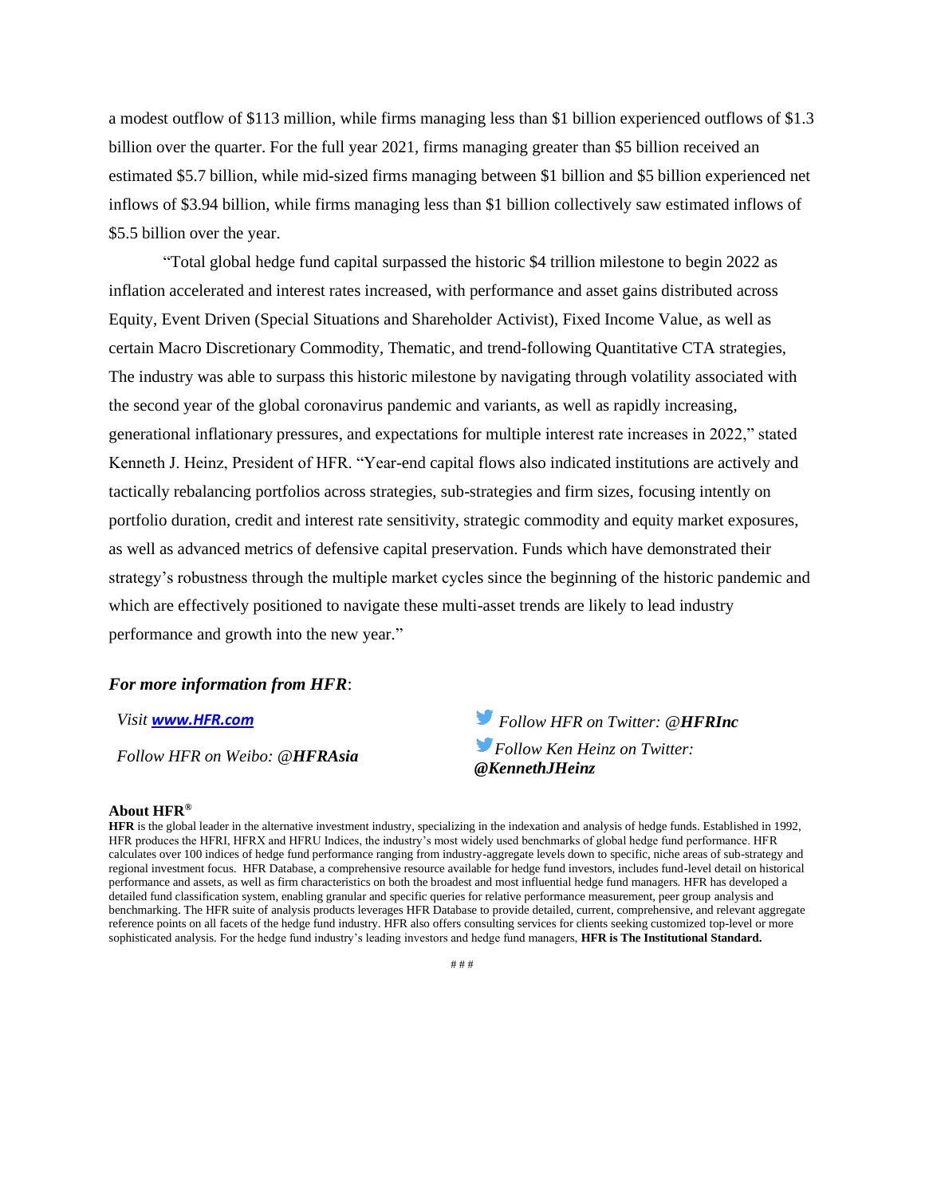a modest outflow of $113 million, while firms managing less than $1 billion experienced outflows of $1.3 billion over the quarter. For the full year 2021, firms managing greater than $5 billion received an estimated $5.7 billion, while mid-sized firms managing between $1 billion and $5 billion experienced net inflows of $3.94 billion, while firms managing less than $1 billion collectively saw estimated inflows of $5.5 billion over the year.

"Total global hedge fund capital surpassed the historic $4 trillion milestone to begin 2022 as inflation accelerated and interest rates increased, with performance and asset gains distributed across Equity, Event Driven (Special Situations and Shareholder Activist), Fixed Income Value, as well as certain Macro Discretionary Commodity, Thematic, and trend-following Quantitative CTA strategies, The industry was able to surpass this historic milestone by navigating through volatility associated with the second year of the global coronavirus pandemic and variants, as well as rapidly increasing, generational inflationary pressures, and expectations for multiple interest rate increases in 2022," stated Kenneth J. Heinz, President of HFR. "Year-end capital flows also indicated institutions are actively and tactically rebalancing portfolios across strategies, sub-strategies and firm sizes, focusing intently on portfolio duration, credit and interest rate sensitivity, strategic commodity and equity market exposures, as well as advanced metrics of defensive capital preservation. Funds which have demonstrated their strategy's robustness through the multiple market cycles since the beginning of the historic pandemic and which are effectively positioned to navigate these multi-asset trends are likely to lead industry performance and growth into the new year."

***For more information from HFR*:**

*Visit* [**www.HFR.com**](http://www.HFR.com)

*Follow HFR on Weibo: @**HFRAsia***

*Follow HFR on Twitter: @**HFRInc***

*Follow Ken Heinz on Twitter:* ***@KennethJHeinz***

**About HFR®**

**HFR** is the global leader in the alternative investment industry, specializing in the indexation and analysis of hedge funds. Established in 1992, HFR produces the HFRI, HFRX and HFRU Indices, the industry's most widely used benchmarks of global hedge fund performance. HFR calculates over 100 indices of hedge fund performance ranging from industry-aggregate levels down to specific, niche areas of sub-strategy and regional investment focus. HFR Database, a comprehensive resource available for hedge fund investors, includes fund-level detail on historical performance and assets, as well as firm characteristics on both the broadest and most influential hedge fund managers. HFR has developed a detailed fund classification system, enabling granular and specific queries for relative performance measurement, peer group analysis and benchmarking. The HFR suite of analysis products leverages HFR Database to provide detailed, current, comprehensive, and relevant aggregate reference points on all facets of the hedge fund industry. HFR also offers consulting services for clients seeking customized top-level or more sophisticated analysis. For the hedge fund industry's leading investors and hedge fund managers, **HFR is The Institutional Standard.**

# # #